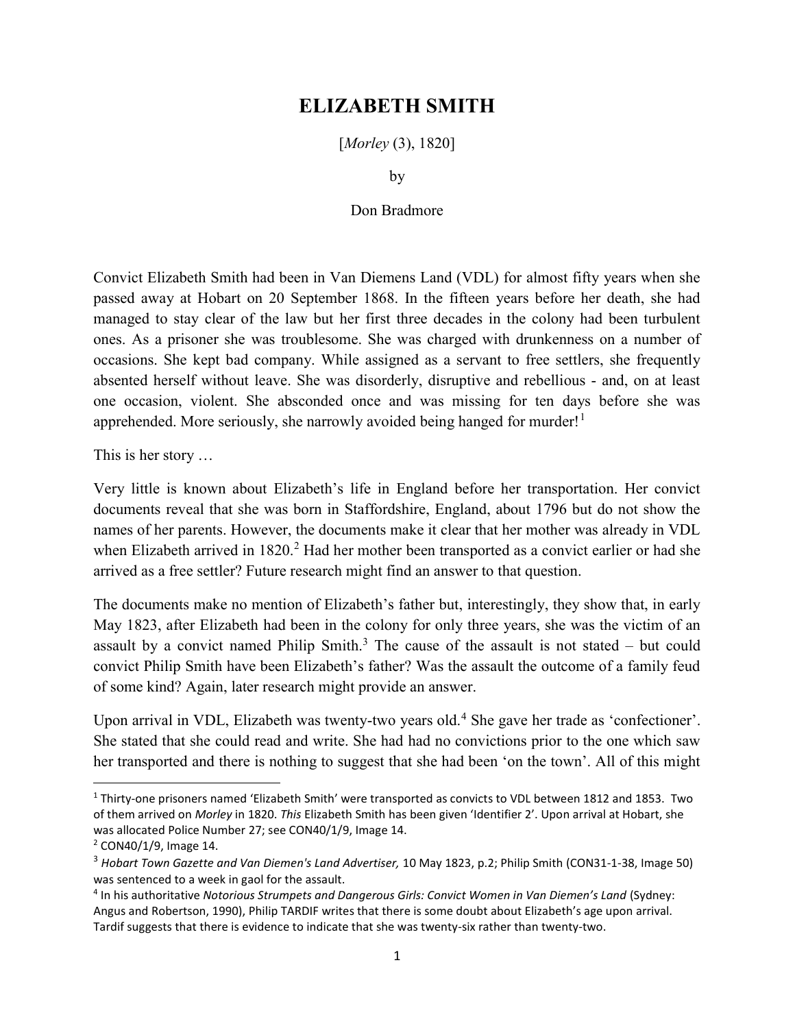# ELIZABETH SMITH

[*Morley* (3), 1820]

by

Don Bradmore

Convict Elizabeth Smith had been in Van Diemens Land (VDL) for almost fifty years when she passed away at Hobart on 20 September 1868. In the fifteen years before her death, she had managed to stay clear of the law but her first three decades in the colony had been turbulent ones. As a prisoner she was troublesome. She was charged with drunkenness on a number of occasions. She kept bad company. While assigned as a servant to free settlers, she frequently absented herself without leave. She was disorderly, disruptive and rebellious - and, on at least one occasion, violent. She absconded once and was missing for ten days before she was apprehended. More seriously, she narrowly avoided being hanged for murder![1]

This is her story …

Very little is known about Elizabeth's life in England before her transportation. Her convict documents reveal that she was born in Staffordshire, England, about 1796 but do not show the names of her parents. However, the documents make it clear that her mother was already in VDL when Elizabeth arrived in 1820.[2] Had her mother been transported as a convict earlier or had she arrived as a free settler? Future research might find an answer to that question.

The documents make no mention of Elizabeth's father but, interestingly, they show that, in early May 1823, after Elizabeth had been in the colony for only three years, she was the victim of an assault by a convict named Philip Smith.[3] The cause of the assault is not stated – but could convict Philip Smith have been Elizabeth's father? Was the assault the outcome of a family feud of some kind? Again, later research might provide an answer.

Upon arrival in VDL, Elizabeth was twenty-two years old.[4] She gave her trade as 'confectioner'. She stated that she could read and write. She had had no convictions prior to the one which saw her transported and there is nothing to suggest that she had been 'on the town'. All of this might

---

[1] Thirty-one prisoners named 'Elizabeth Smith' were transported as convicts to VDL between 1812 and 1853. Two of them arrived on *Morley* in 1820. *This* Elizabeth Smith has been given 'Identifier 2'. Upon arrival at Hobart, she was allocated Police Number 27; see CON40/1/9, Image 14.

[2] CON40/1/9, Image 14.

[3] *Hobart Town Gazette and Van Diemen's Land Advertiser,* 10 May 1823, p.2; Philip Smith (CON31-1-38, Image 50) was sentenced to a week in gaol for the assault.

[4] In his authoritative *Notorious Strumpets and Dangerous Girls: Convict Women in Van Diemen's Land* (Sydney: Angus and Robertson, 1990), Philip TARDIF writes that there is some doubt about Elizabeth's age upon arrival. Tardif suggests that there is evidence to indicate that she was twenty-six rather than twenty-two.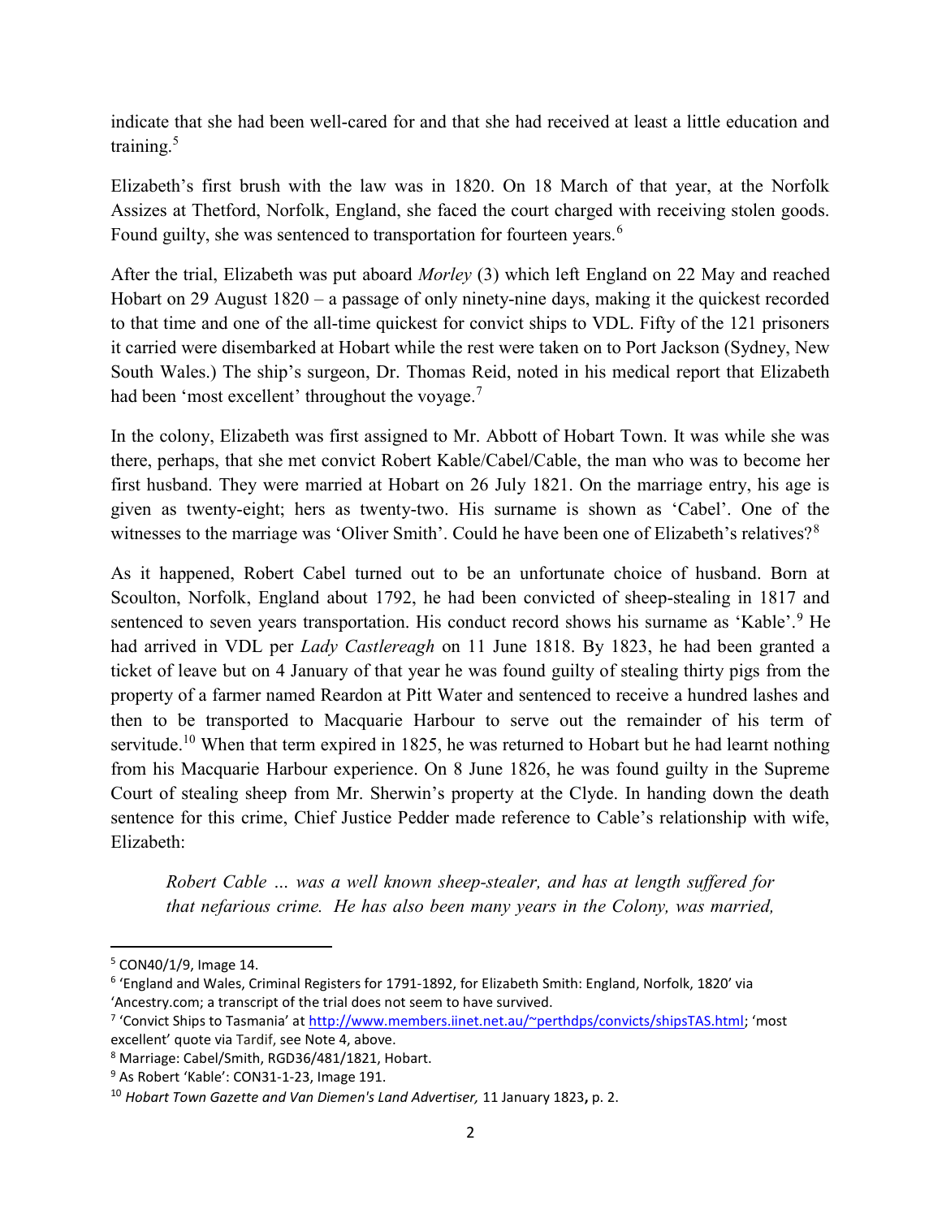indicate that she had been well-cared for and that she had received at least a little education and training.[5]

Elizabeth's first brush with the law was in 1820. On 18 March of that year, at the Norfolk Assizes at Thetford, Norfolk, England, she faced the court charged with receiving stolen goods. Found guilty, she was sentenced to transportation for fourteen years.[6]

After the trial, Elizabeth was put aboard *Morley* (3) which left England on 22 May and reached Hobart on 29 August 1820 – a passage of only ninety-nine days, making it the quickest recorded to that time and one of the all-time quickest for convict ships to VDL. Fifty of the 121 prisoners it carried were disembarked at Hobart while the rest were taken on to Port Jackson (Sydney, New South Wales.) The ship's surgeon, Dr. Thomas Reid, noted in his medical report that Elizabeth had been 'most excellent' throughout the voyage.[7]

In the colony, Elizabeth was first assigned to Mr. Abbott of Hobart Town. It was while she was there, perhaps, that she met convict Robert Kable/Cabel/Cable, the man who was to become her first husband. They were married at Hobart on 26 July 1821. On the marriage entry, his age is given as twenty-eight; hers as twenty-two. His surname is shown as 'Cabel'. One of the witnesses to the marriage was 'Oliver Smith'. Could he have been one of Elizabeth's relatives?[8]

As it happened, Robert Cabel turned out to be an unfortunate choice of husband. Born at Scoulton, Norfolk, England about 1792, he had been convicted of sheep-stealing in 1817 and sentenced to seven years transportation. His conduct record shows his surname as 'Kable'.[9] He had arrived in VDL per *Lady Castlereagh* on 11 June 1818. By 1823, he had been granted a ticket of leave but on 4 January of that year he was found guilty of stealing thirty pigs from the property of a farmer named Reardon at Pitt Water and sentenced to receive a hundred lashes and then to be transported to Macquarie Harbour to serve out the remainder of his term of servitude.[10] When that term expired in 1825, he was returned to Hobart but he had learnt nothing from his Macquarie Harbour experience. On 8 June 1826, he was found guilty in the Supreme Court of stealing sheep from Mr. Sherwin's property at the Clyde. In handing down the death sentence for this crime, Chief Justice Pedder made reference to Cable's relationship with wife, Elizabeth:

> *Robert Cable … was a well known sheep-stealer, and has at length suffered for that nefarious crime. He has also been many years in the Colony, was married,*

---

[5] CON40/1/9, Image 14.

[6] 'England and Wales, Criminal Registers for 1791-1892, for Elizabeth Smith: England, Norfolk, 1820' via 'Ancestry.com; a transcript of the trial does not seem to have survived.

[7] 'Convict Ships to Tasmania' at http://www.members.iinet.net.au/~perthdps/convicts/shipsTAS.html; 'most excellent' quote via Tardif, see Note 4, above.

[8] Marriage: Cabel/Smith, RGD36/481/1821, Hobart.

[9] As Robert 'Kable': CON31-1-23, Image 191.

[10] *Hobart Town Gazette and Van Diemen's Land Advertiser,* 11 January 1823**,** p. 2.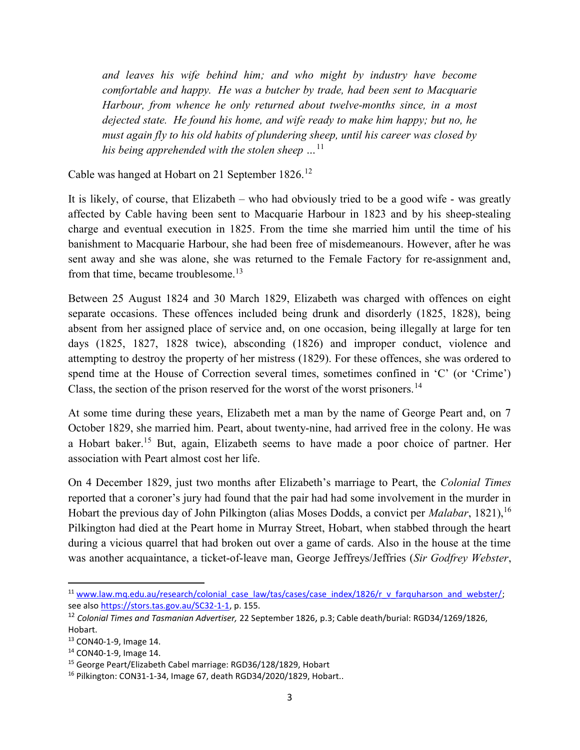> *and leaves his wife behind him; and who might by industry have become comfortable and happy. He was a butcher by trade, had been sent to Macquarie Harbour, from whence he only returned about twelve-months since, in a most dejected state. He found his home, and wife ready to make him happy; but no, he must again fly to his old habits of plundering sheep, until his career was closed by his being apprehended with the stolen sheep …*[11]

Cable was hanged at Hobart on 21 September 1826.[12]

It is likely, of course, that Elizabeth – who had obviously tried to be a good wife - was greatly affected by Cable having been sent to Macquarie Harbour in 1823 and by his sheep-stealing charge and eventual execution in 1825. From the time she married him until the time of his banishment to Macquarie Harbour, she had been free of misdemeanours. However, after he was sent away and she was alone, she was returned to the Female Factory for re-assignment and, from that time, became troublesome.[13]

Between 25 August 1824 and 30 March 1829, Elizabeth was charged with offences on eight separate occasions. These offences included being drunk and disorderly (1825, 1828), being absent from her assigned place of service and, on one occasion, being illegally at large for ten days (1825, 1827, 1828 twice), absconding (1826) and improper conduct, violence and attempting to destroy the property of her mistress (1829). For these offences, she was ordered to spend time at the House of Correction several times, sometimes confined in 'C' (or 'Crime') Class, the section of the prison reserved for the worst of the worst prisoners.[14]

At some time during these years, Elizabeth met a man by the name of George Peart and, on 7 October 1829, she married him. Peart, about twenty-nine, had arrived free in the colony. He was a Hobart baker.[15] But, again, Elizabeth seems to have made a poor choice of partner. Her association with Peart almost cost her life.

On 4 December 1829, just two months after Elizabeth's marriage to Peart, the *Colonial Times* reported that a coroner's jury had found that the pair had had some involvement in the murder in Hobart the previous day of John Pilkington (alias Moses Dodds, a convict per *Malabar*, 1821),[16] Pilkington had died at the Peart home in Murray Street, Hobart, when stabbed through the heart during a vicious quarrel that had broken out over a game of cards. Also in the house at the time was another acquaintance, a ticket-of-leave man, George Jeffreys/Jeffries (*Sir Godfrey Webster*,

---

[11] www.law.mq.edu.au/research/colonial_case_law/tas/cases/case_index/1826/r_v_farquharson_and_webster/; see also https://stors.tas.gov.au/SC32-1-1, p. 155.

[12] *Colonial Times and Tasmanian Advertiser,* 22 September 1826, p.3; Cable death/burial: RGD34/1269/1826, Hobart.

[13] CON40-1-9, Image 14.

[14] CON40-1-9, Image 14.

[15] George Peart/Elizabeth Cabel marriage: RGD36/128/1829, Hobart

[16] Pilkington: CON31-1-34, Image 67, death RGD34/2020/1829, Hobart..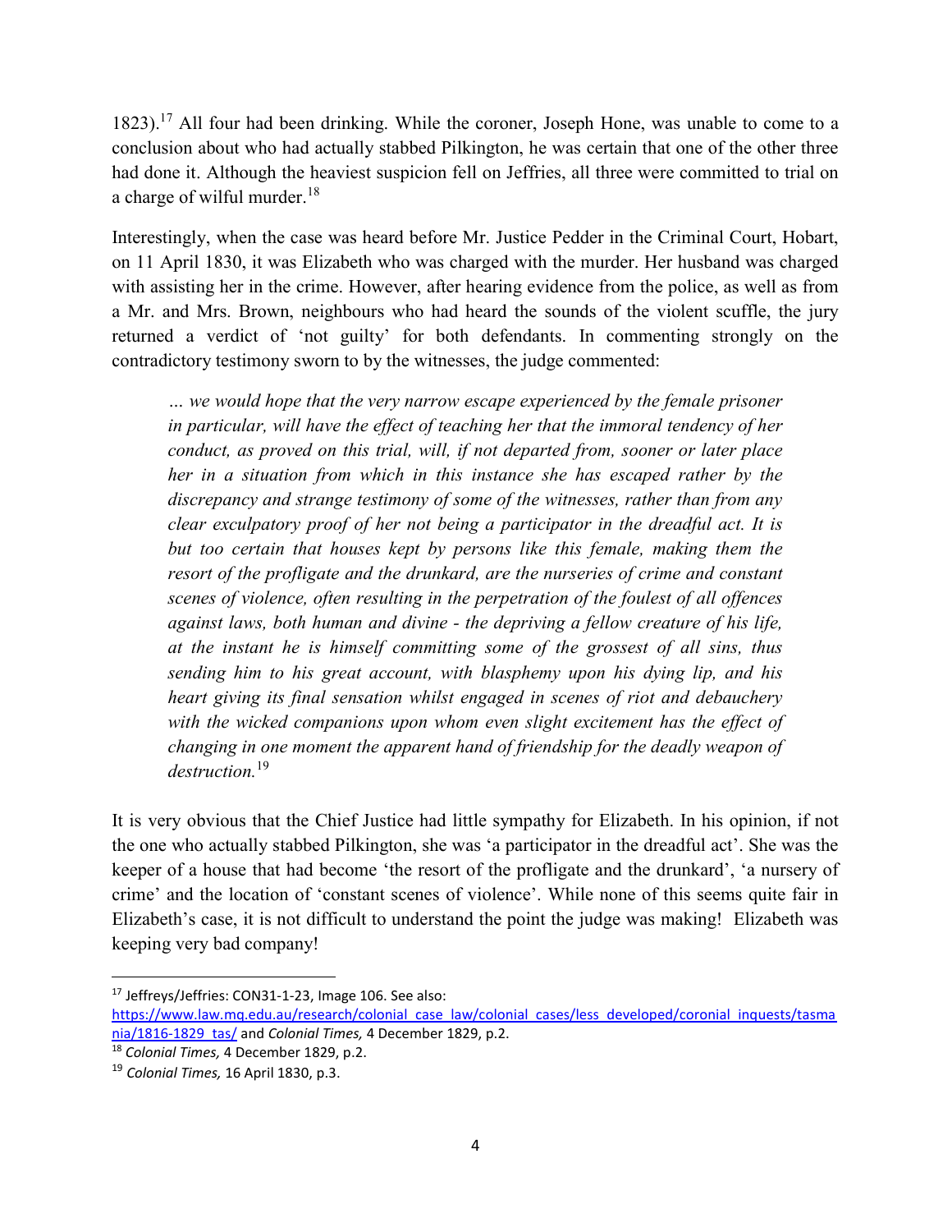1823).[17] All four had been drinking. While the coroner, Joseph Hone, was unable to come to a conclusion about who had actually stabbed Pilkington, he was certain that one of the other three had done it. Although the heaviest suspicion fell on Jeffries, all three were committed to trial on a charge of wilful murder.[18]

Interestingly, when the case was heard before Mr. Justice Pedder in the Criminal Court, Hobart, on 11 April 1830, it was Elizabeth who was charged with the murder. Her husband was charged with assisting her in the crime. However, after hearing evidence from the police, as well as from a Mr. and Mrs. Brown, neighbours who had heard the sounds of the violent scuffle, the jury returned a verdict of 'not guilty' for both defendants. In commenting strongly on the contradictory testimony sworn to by the witnesses, the judge commented:

> *… we would hope that the very narrow escape experienced by the female prisoner in particular, will have the effect of teaching her that the immoral tendency of her conduct, as proved on this trial, will, if not departed from, sooner or later place her in a situation from which in this instance she has escaped rather by the discrepancy and strange testimony of some of the witnesses, rather than from any clear exculpatory proof of her not being a participator in the dreadful act. It is but too certain that houses kept by persons like this female, making them the resort of the profligate and the drunkard, are the nurseries of crime and constant scenes of violence, often resulting in the perpetration of the foulest of all offences against laws, both human and divine - the depriving a fellow creature of his life, at the instant he is himself committing some of the grossest of all sins, thus sending him to his great account, with blasphemy upon his dying lip, and his heart giving its final sensation whilst engaged in scenes of riot and debauchery with the wicked companions upon whom even slight excitement has the effect of changing in one moment the apparent hand of friendship for the deadly weapon of destruction.*[19]

It is very obvious that the Chief Justice had little sympathy for Elizabeth. In his opinion, if not the one who actually stabbed Pilkington, she was 'a participator in the dreadful act'. She was the keeper of a house that had become 'the resort of the profligate and the drunkard', 'a nursery of crime' and the location of 'constant scenes of violence'. While none of this seems quite fair in Elizabeth's case, it is not difficult to understand the point the judge was making! Elizabeth was keeping very bad company!

---

[17] Jeffreys/Jeffries: CON31-1-23, Image 106. See also: https://www.law.mq.edu.au/research/colonial_case_law/colonial_cases/less_developed/coronial_inquests/tasmania/1816-1829_tas/ and *Colonial Times,* 4 December 1829, p.2.

[18] *Colonial Times,* 4 December 1829, p.2.

[19] *Colonial Times,* 16 April 1830, p.3.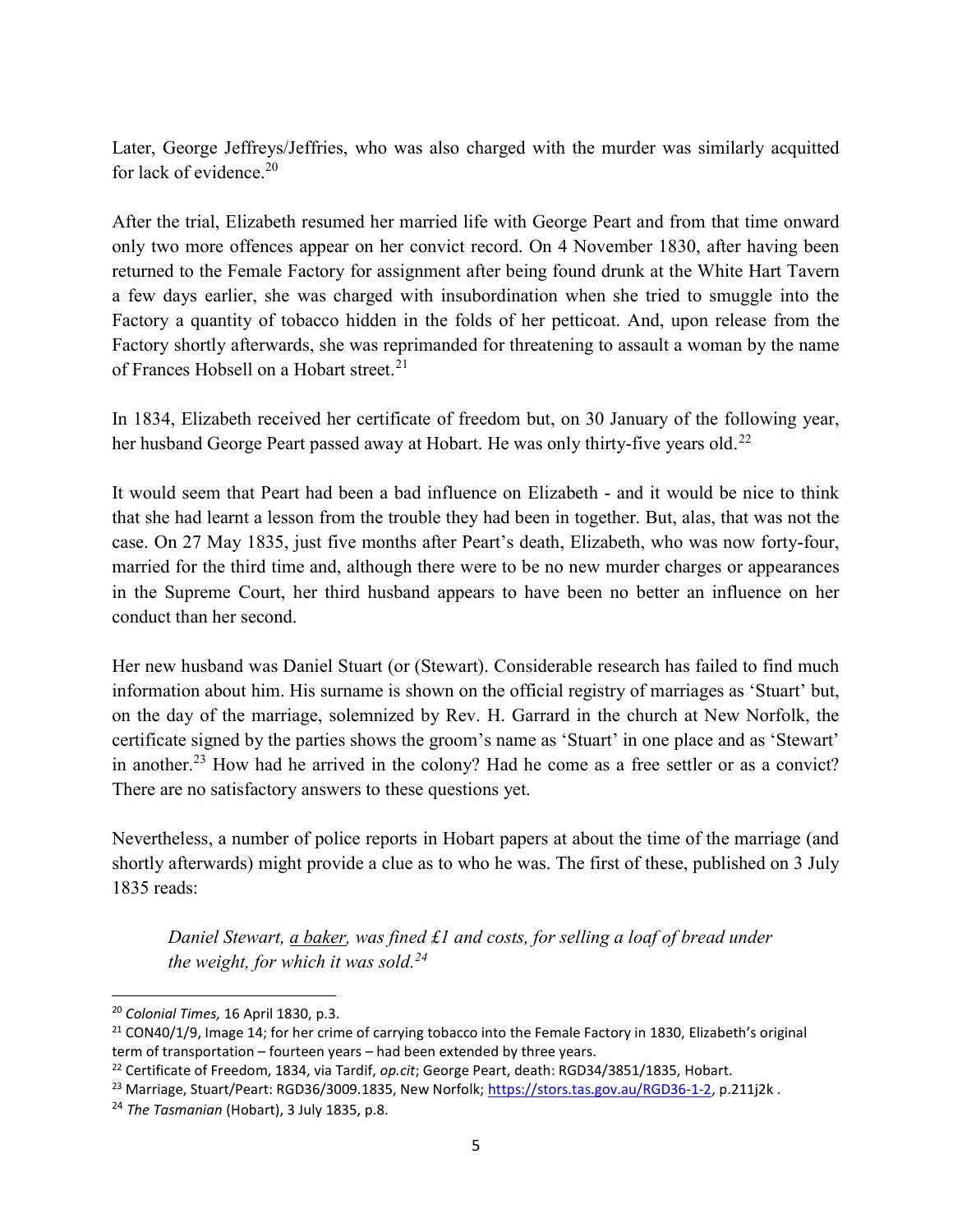Later, George Jeffreys/Jeffries, who was also charged with the murder was similarly acquitted for lack of evidence.[20]

After the trial, Elizabeth resumed her married life with George Peart and from that time onward only two more offences appear on her convict record. On 4 November 1830, after having been returned to the Female Factory for assignment after being found drunk at the White Hart Tavern a few days earlier, she was charged with insubordination when she tried to smuggle into the Factory a quantity of tobacco hidden in the folds of her petticoat. And, upon release from the Factory shortly afterwards, she was reprimanded for threatening to assault a woman by the name of Frances Hobsell on a Hobart street.[21]

In 1834, Elizabeth received her certificate of freedom but, on 30 January of the following year, her husband George Peart passed away at Hobart. He was only thirty-five years old.[22]

It would seem that Peart had been a bad influence on Elizabeth - and it would be nice to think that she had learnt a lesson from the trouble they had been in together. But, alas, that was not the case. On 27 May 1835, just five months after Peart's death, Elizabeth, who was now forty-four, married for the third time and, although there were to be no new murder charges or appearances in the Supreme Court, her third husband appears to have been no better an influence on her conduct than her second.

Her new husband was Daniel Stuart (or (Stewart). Considerable research has failed to find much information about him. His surname is shown on the official registry of marriages as 'Stuart' but, on the day of the marriage, solemnized by Rev. H. Garrard in the church at New Norfolk, the certificate signed by the parties shows the groom's name as 'Stuart' in one place and as 'Stewart' in another.[23] How had he arrived in the colony? Had he come as a free settler or as a convict? There are no satisfactory answers to these questions yet.

Nevertheless, a number of police reports in Hobart papers at about the time of the marriage (and shortly afterwards) might provide a clue as to who he was. The first of these, published on 3 July 1835 reads:

> *Daniel Stewart, <u>a baker</u>, was fined £1 and costs, for selling a loaf of bread under the weight, for which it was sold.*[24]

---

[20] *Colonial Times,* 16 April 1830, p.3.

[21] CON40/1/9, Image 14; for her crime of carrying tobacco into the Female Factory in 1830, Elizabeth's original term of transportation – fourteen years – had been extended by three years.

[22] Certificate of Freedom, 1834, via Tardif, *op.cit*; George Peart, death: RGD34/3851/1835, Hobart.

[23] Marriage, Stuart/Peart: RGD36/3009.1835, New Norfolk; https://stors.tas.gov.au/RGD36-1-2, p.211j2k .

[24] *The Tasmanian* (Hobart), 3 July 1835, p.8.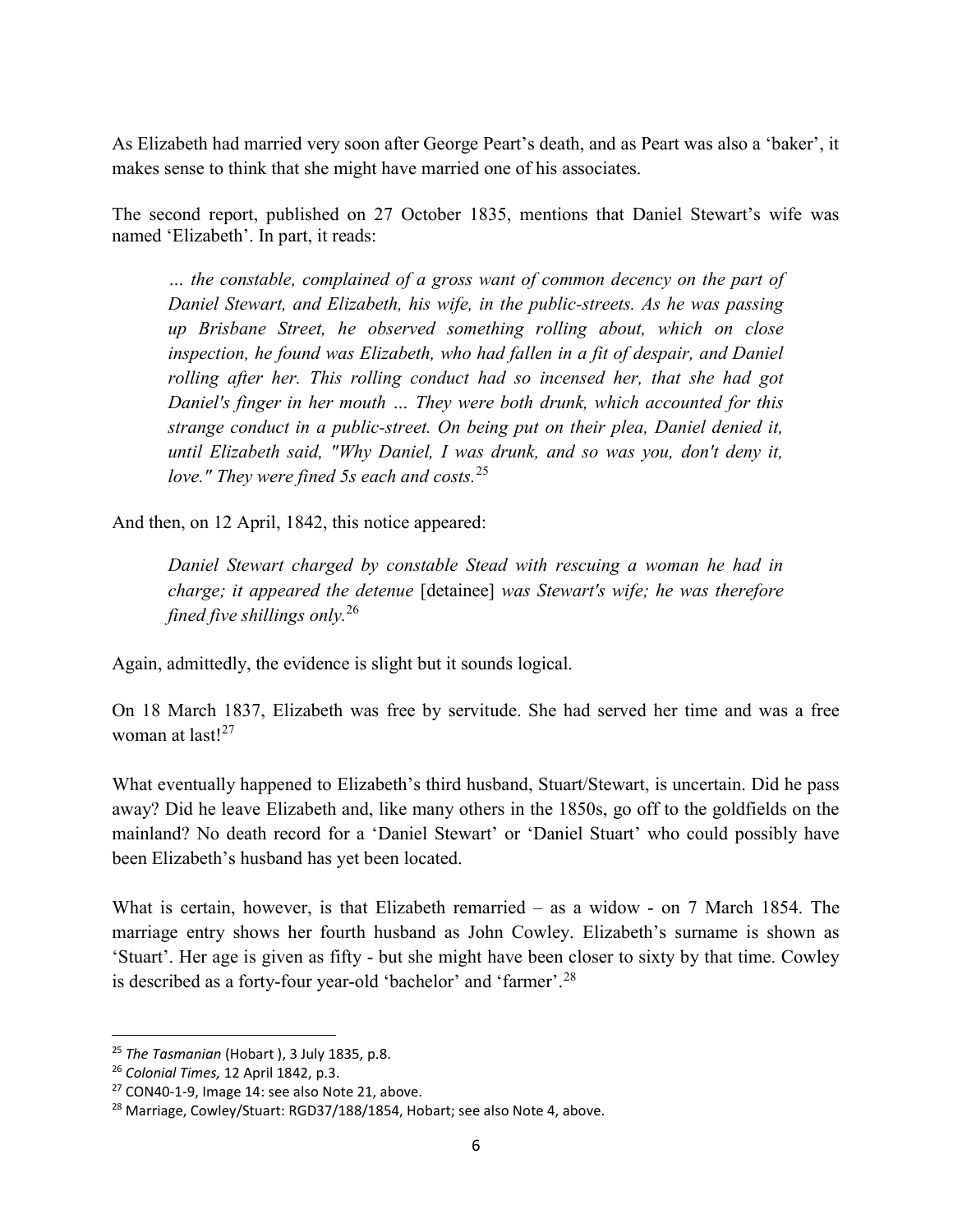As Elizabeth had married very soon after George Peart's death, and as Peart was also a 'baker', it makes sense to think that she might have married one of his associates.

The second report, published on 27 October 1835, mentions that Daniel Stewart's wife was named 'Elizabeth'. In part, it reads:

> *… the constable, complained of a gross want of common decency on the part of Daniel Stewart, and Elizabeth, his wife, in the public-streets. As he was passing up Brisbane Street, he observed something rolling about, which on close inspection, he found was Elizabeth, who had fallen in a fit of despair, and Daniel rolling after her. This rolling conduct had so incensed her, that she had got Daniel's finger in her mouth … They were both drunk, which accounted for this strange conduct in a public-street. On being put on their plea, Daniel denied it, until Elizabeth said, "Why Daniel, I was drunk, and so was you, don't deny it, love." They were fined 5s each and costs.*[25]

And then, on 12 April, 1842, this notice appeared:

> *Daniel Stewart charged by constable Stead with rescuing a woman he had in charge; it appeared the detenue* [detainee] *was Stewart's wife; he was therefore fined five shillings only.*[26]

Again, admittedly, the evidence is slight but it sounds logical.

On 18 March 1837, Elizabeth was free by servitude. She had served her time and was a free woman at last![27]

What eventually happened to Elizabeth's third husband, Stuart/Stewart, is uncertain. Did he pass away? Did he leave Elizabeth and, like many others in the 1850s, go off to the goldfields on the mainland? No death record for a 'Daniel Stewart' or 'Daniel Stuart' who could possibly have been Elizabeth's husband has yet been located.

What is certain, however, is that Elizabeth remarried – as a widow - on 7 March 1854. The marriage entry shows her fourth husband as John Cowley. Elizabeth's surname is shown as 'Stuart'. Her age is given as fifty - but she might have been closer to sixty by that time. Cowley is described as a forty-four year-old 'bachelor' and 'farmer'.[28]

---

[25] *The Tasmanian* (Hobart ), 3 July 1835, p.8.

[26] *Colonial Times,* 12 April 1842, p.3.

[27] CON40-1-9, Image 14: see also Note 21, above.

[28] Marriage, Cowley/Stuart: RGD37/188/1854, Hobart; see also Note 4, above.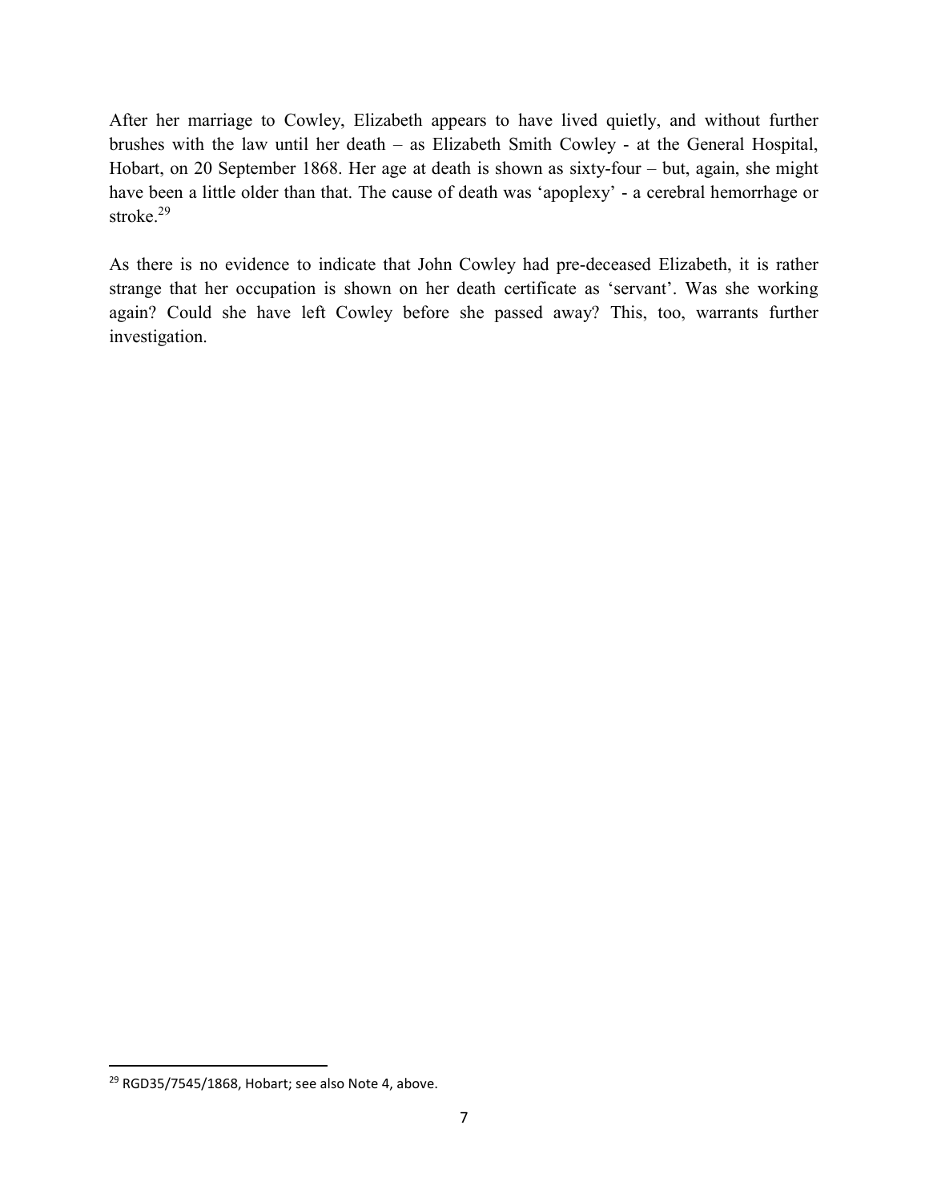After her marriage to Cowley, Elizabeth appears to have lived quietly, and without further brushes with the law until her death – as Elizabeth Smith Cowley - at the General Hospital, Hobart, on 20 September 1868. Her age at death is shown as sixty-four – but, again, she might have been a little older than that. The cause of death was 'apoplexy' - a cerebral hemorrhage or stroke.[29]

As there is no evidence to indicate that John Cowley had pre-deceased Elizabeth, it is rather strange that her occupation is shown on her death certificate as 'servant'. Was she working again? Could she have left Cowley before she passed away? This, too, warrants further investigation.

---

[29] RGD35/7545/1868, Hobart; see also Note 4, above.